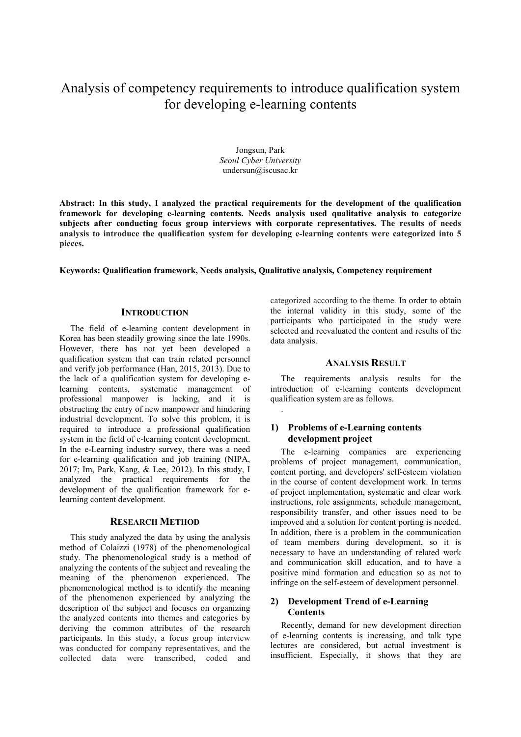# Analysis of competency requirements to introduce qualification system for developing e-learning contents

Jongsun, Park
*Seoul Cyber University*
undersun@iscusac.kr

**Abstract: In this study, I analyzed the practical requirements for the development of the qualification framework for developing e-learning contents. Needs analysis used qualitative analysis to categorize subjects after conducting focus group interviews with corporate representatives. The results of needs analysis to introduce the qualification system for developing e-learning contents were categorized into 5 pieces.**

**Keywords: Qualification framework, Needs analysis, Qualitative analysis, Competency requirement**

## INTRODUCTION

The field of e-learning content development in Korea has been steadily growing since the late 1990s. However, there has not yet been developed a qualification system that can train related personnel and verify job performance (Han, 2015, 2013). Due to the lack of a qualification system for developing e-learning contents, systematic management of professional manpower is lacking, and it is obstructing the entry of new manpower and hindering industrial development. To solve this problem, it is required to introduce a professional qualification system in the field of e-learning content development. In the e-Learning industry survey, there was a need for e-learning qualification and job training (NIPA, 2017; Im, Park, Kang, & Lee, 2012). In this study, I analyzed the practical requirements for the development of the qualification framework for e-learning content development.

## RESEARCH METHOD

This study analyzed the data by using the analysis method of Colaizzi (1978) of the phenomenological study. The phenomenological study is a method of analyzing the contents of the subject and revealing the meaning of the phenomenon experienced. The phenomenological method is to identify the meaning of the phenomenon experienced by analyzing the description of the subject and focuses on organizing the analyzed contents into themes and categories by deriving the common attributes of the research participants. In this study, a focus group interview was conducted for company representatives, and the collected data were transcribed, coded and categorized according to the theme. In order to obtain the internal validity in this study, some of the participants who participated in the study were selected and reevaluated the content and results of the data analysis.

## ANALYSIS RESULT

The requirements analysis results for the introduction of e-learning contents development qualification system are as follows.

.

### 1) Problems of e-Learning contents development project

The e-learning companies are experiencing problems of project management, communication, content porting, and developers' self-esteem violation in the course of content development work. In terms of project implementation, systematic and clear work instructions, role assignments, schedule management, responsibility transfer, and other issues need to be improved and a solution for content porting is needed. In addition, there is a problem in the communication of team members during development, so it is necessary to have an understanding of related work and communication skill education, and to have a positive mind formation and education so as not to infringe on the self-esteem of development personnel.

### 2) Development Trend of e-Learning Contents

Recently, demand for new development direction of e-learning contents is increasing, and talk type lectures are considered, but actual investment is insufficient. Especially, it shows that they are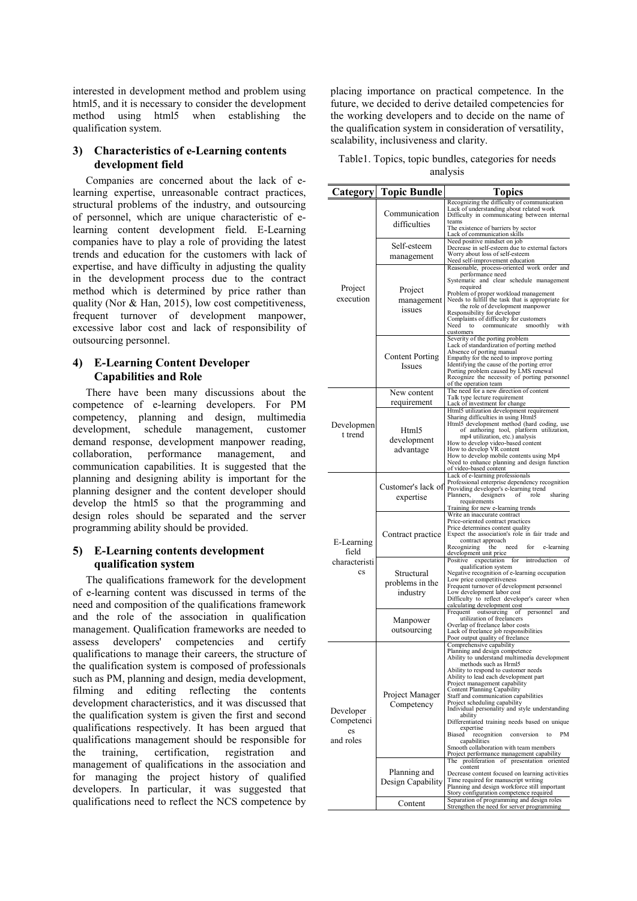interested in development method and problem using html5, and it is necessary to consider the development method using html5 when establishing the qualification system.

### 3) Characteristics of e-Learning contents development field

Companies are concerned about the lack of e-learning expertise, unreasonable contract practices, structural problems of the industry, and outsourcing of personnel, which are unique characteristic of e-learning content development field. E-Learning companies have to play a role of providing the latest trends and education for the customers with lack of expertise, and have difficulty in adjusting the quality in the development process due to the contract method which is determined by price rather than quality (Nor & Han, 2015), low cost competitiveness, frequent turnover of development manpower, excessive labor cost and lack of responsibility of outsourcing personnel.

### 4) E-Learning Content Developer Capabilities and Role

There have been many discussions about the competence of e-learning developers. For PM competency, planning and design, multimedia development, schedule management, customer demand response, development manpower reading, collaboration, performance management, and communication capabilities. It is suggested that the planning and designing ability is important for the planning designer and the content developer should develop the html5 so that the programming and design roles should be separated and the server programming ability should be provided.

### 5) E-Learning contents development qualification system

The qualifications framework for the development of e-learning content was discussed in terms of the need and composition of the qualifications framework and the role of the association in qualification management. Qualification frameworks are needed to assess developers' competencies and certify qualifications to manage their careers, the structure of the qualification system is composed of professionals such as PM, planning and design, media development, filming and editing reflecting the contents development characteristics, and it was discussed that the qualification system is given the first and second qualifications respectively. It has been argued that qualifications management should be responsible for the training, certification, registration and management of qualifications in the association and for managing the project history of qualified developers. In particular, it was suggested that qualifications need to reflect the NCS competence by placing importance on practical competence. In the future, we decided to derive detailed competencies for the working developers and to decide on the name of the qualification system in consideration of versatility, scalability, inclusiveness and clarity.

Table1. Topics, topic bundles, categories for needs analysis

| Category | Topic Bundle | Topics |
|---|---|---|
| Project execution | Communication difficulties | Recognizing the difficulty of communication<br>Lack of understanding about related work<br>Difficulty in communicating between internal teams<br>The existence of barriers by sector<br>Lack of communication skills |
| | Self-esteem management | Need positive mindset on job<br>Decrease in self-esteem due to external factors<br>Worry about loss of self-esteem<br>Need self-improvement education |
| | Project management issues | Reasonable, process-oriented work order and performance need<br>Systematic and clear schedule management required<br>Problem of proper workload management<br>Needs to fulfill the task that is appropriate for the role of development manpower<br>Responsibility for developer<br>Complaints of difficulty for customers<br>Need to communicate smoothly with customers |
| | Content Porting Issues | Severity of the porting problem<br>Lack of standardization of porting method<br>Absence of porting manual<br>Empathy for the need to improve porting<br>Identifying the cause of the porting error<br>Porting problem caused by LMS renewal<br>Recognize the necessity of porting personnel of the operation team |
| Development trend | New content requirement | The need for a new direction of content<br>Talk type lecture requirement<br>Lack of investment for change |
| | Html5 development advantage | Html5 utilization development requirement<br>Sharing difficulties in using Html5<br>Html5 development method (hard coding, use of authoring tool, platform utilization, mp4 utilization, etc.) analysis<br>How to develop video-based content<br>How to develop VR content<br>How to develop mobile contents using Mp4<br>Need to enhance planning and design function of video-based content |
| E-Learning field characteristics | Customer's lack of expertise | Lack of e-learning professionals<br>Professional enterprise dependency recognition<br>Providing developer's e-learning trend<br>Planners, designers of role sharing requirements<br>Training for new e-learning trends |
| | Contract practice | Write an inaccurate contract<br>Price-oriented contract practices<br>Price determines content quality<br>Expect the association's role in fair trade and contract approach<br>Recognizing the need for e-learning development unit price |
| | Structural problems in the industry | Positive expectation for introduction of qualification system<br>Negative recognition of e-learning occupation<br>Low price competitiveness<br>Frequent turnover of development personnel<br>Low development labor cost<br>Difficulty to reflect developer's career when calculating development cost |
| | Manpower outsourcing | Frequent outsourcing of personnel and utilization of freelancers<br>Overlap of freelance labor costs<br>Lack of freelance job responsibilities<br>Poor output quality of freelance |
| Developer Competencies and roles | Project Manager Competency | Comprehensive capability<br>Planning and design competence<br>Ability to understand multimedia development methods such as Hrml5<br>Ability to respond to customer needs<br>Ability to lead each development part<br>Project management capability<br>Content Planning Capability<br>Staff and communication capabilities<br>Project scheduling capability<br>Individual personality and style understanding ability<br>Differentiated training needs based on unique expertise<br>Biased recognition conversion to PM capabilities<br>Smooth collaboration with team members<br>Project performance management capability |
| | Planning and Design Capability | The proliferation of presentation oriented content<br>Decrease content focused on learning activities<br>Time required for manuscript writing<br>Planning and design workforce still important<br>Story configuration competence required |
| | Content | Separation of programming and design roles<br>Strengthen the need for server programming |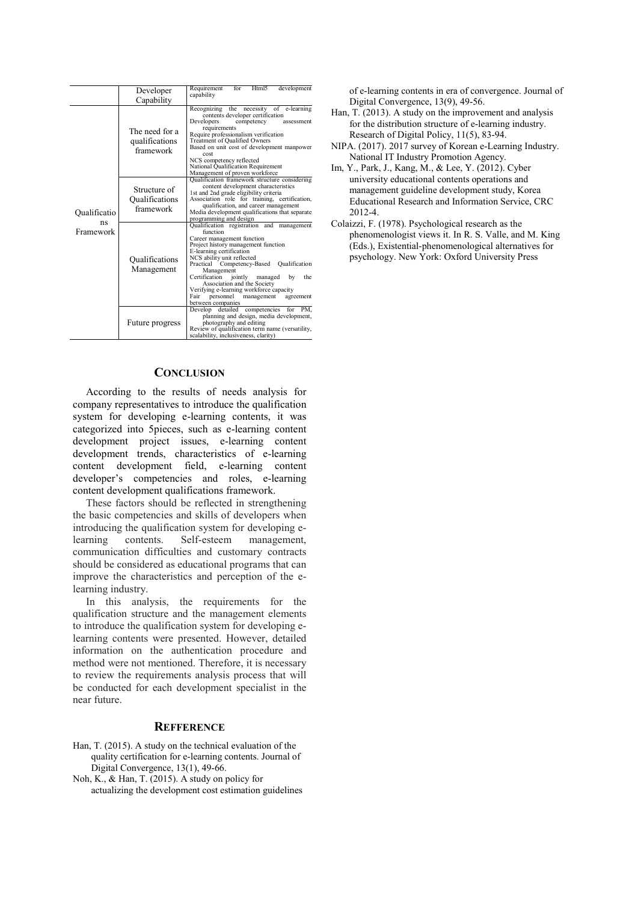| | | |
|---|---|---|
| | Developer Capability | Requirement for Html5 development capability |
| Qualifications Framework | The need for a qualifications framework | Recognizing the necessity of e-learning contents developer certification<br>Developers competency assessment requirements<br>Require professionalism verification<br>Treatment of Qualified Owners<br>Based on unit cost of development manpower cost<br>NCS competency reflected<br>National Qualification Requirement<br>Management of proven workforce |
| | Structure of Qualifications framework | Qualification framework structure considering content development characteristics<br>1st and 2nd grade eligibility criteria<br>Association role for training, certification, qualification, and career management<br>Media development qualifications that separate programming and design |
| | Qualifications Management | Qualification registration and management function<br>Career management function<br>Project history management function<br>E-learning certification<br>NCS ability unit reflected<br>Practical Competency-Based Qualification Management<br>Certification jointly managed by the Association and the Society<br>Verifying e-learning workforce capacity<br>Fair personnel management agreement between companies |
| | Future progress | Develop detailed competencies for PM, planning and design, media development, photography and editing<br>Review of qualification term name (versatility, scalability, inclusiveness, clarity) |

## CONCLUSION

According to the results of needs analysis for company representatives to introduce the qualification system for developing e-learning contents, it was categorized into 5pieces, such as e-learning content development project issues, e-learning content development trends, characteristics of e-learning content development field, e-learning content developer's competencies and roles, e-learning content development qualifications framework.

These factors should be reflected in strengthening the basic competencies and skills of developers when introducing the qualification system for developing e-learning contents. Self-esteem management, communication difficulties and customary contracts should be considered as educational programs that can improve the characteristics and perception of the e-learning industry.

In this analysis, the requirements for the qualification structure and the management elements to introduce the qualification system for developing e-learning contents were presented. However, detailed information on the authentication procedure and method were not mentioned. Therefore, it is necessary to review the requirements analysis process that will be conducted for each development specialist in the near future.

## REFFERENCE

Han, T. (2015). A study on the technical evaluation of the quality certification for e-learning contents. Journal of Digital Convergence, 13(1), 49-66.

Noh, K., & Han, T. (2015). A study on policy for actualizing the development cost estimation guidelines of e-learning contents in era of convergence. Journal of Digital Convergence, 13(9), 49-56.

Han, T. (2013). A study on the improvement and analysis for the distribution structure of e-learning industry. Research of Digital Policy, 11(5), 83-94.

NIPA. (2017). 2017 survey of Korean e-Learning Industry. National IT Industry Promotion Agency.

Im, Y., Park, J., Kang, M., & Lee, Y. (2012). Cyber university educational contents operations and management guideline development study, Korea Educational Research and Information Service, CRC 2012-4.

Colaizzi, F. (1978). Psychological research as the phenomenologist views it. In R. S. Valle, and M. King (Eds.), Existential-phenomenological alternatives for psychology. New York: Oxford University Press